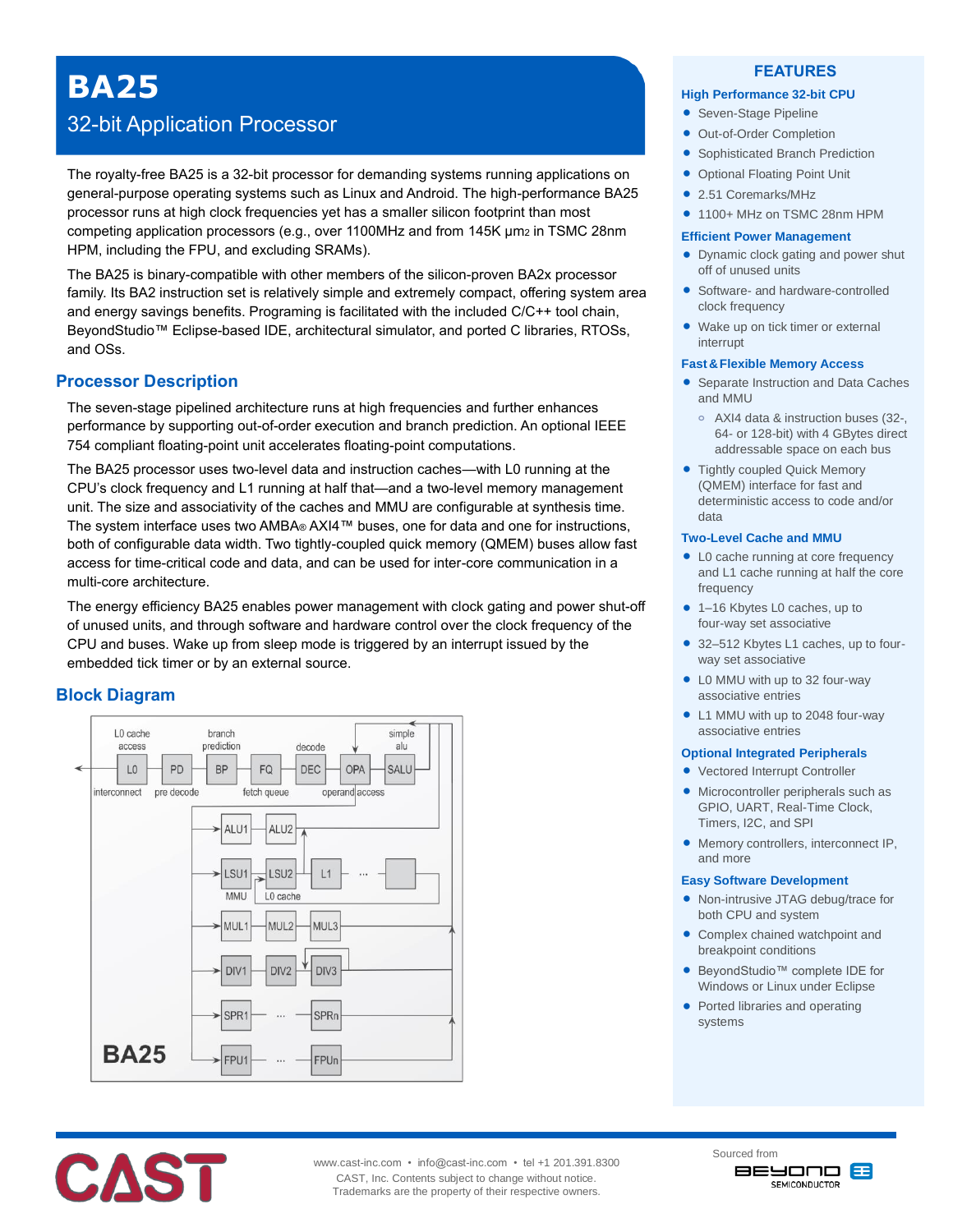# BA25

## 32-bit Application Processor

The royalty-free BA25 is a 32-bit processor for demanding systems running applications on general-purpose operating systems such as Linux and Android. The high-performance BA25 processor runs at high clock frequencies yet has a smaller silicon footprint than most competing application processors (e.g., over 1100MHz and from 145K $\mu m^2$ in TSMC 28nm HPM, including the FPU, and excluding SRAMs).

The BA25 is binary-compatible with other members of the silicon-proven BA2x processor family. Its BA2 instruction set is relatively simple and extremely compact, offering system area and energy savings benefits. Programing is facilitated with the included C/C++ tool chain, BeyondStudio™ Eclipse-based IDE, architectural simulator, and ported C libraries, RTOSs, and OSs.

## Processor Description

The seven-stage pipelined architecture runs at high frequencies and further enhances performance by supporting out-of-order execution and branch prediction. An optional IEEE 754 compliant floating-point unit accelerates floating-point computations.

The BA25 processor uses two-level data and instruction caches—with L0 running at the CPU's clock frequency and L1 running at half that—and a two-level memory management unit. The size and associativity of the caches and MMU are configurable at synthesis time. The system interface uses two AMBA® AXI4™ buses, one for data and one for instructions, both of configurable data width. Two tightly-coupled quick memory (QMEM) buses allow fast access for time-critical code and data, and can be used for inter-core communication in a multi-core architecture.

The energy efficiency BA25 enables power management with clock gating and power shut-off of unused units, and through software and hardware control over the clock frequency of the CPU and buses. Wake up from sleep mode is triggered by an interrupt issued by the embedded tick timer or by an external source.

## Block Diagram

## FEATURES

### High Performance 32-bit CPU

- Seven-Stage Pipeline
- Out-of-Order Completion
- Sophisticated Branch Prediction
- Optional Floating Point Unit
- 2.51 Coremarks/MHz
- 1100+ MHz on TSMC 28nm HPM

### Efficient Power Management

- Dynamic clock gating and power shut off of unused units
- Software- and hardware-controlled clock frequency
- Wake up on tick timer or external interrupt

### Fast & Flexible Memory Access

- Separate Instruction and Data Caches and MMU
  - AXI4 data & instruction buses (32-, 64- or 128-bit) with 4 GBytes direct addressable space on each bus
- Tightly coupled Quick Memory (QMEM) interface for fast and deterministic access to code and/or data

### Two-Level Cache and MMU

- L0 cache running at core frequency and L1 cache running at half the core frequency
- 1–16 Kbytes L0 caches, up to four-way set associative
- 32–512 Kbytes L1 caches, up to four-way set associative
- L0 MMU with up to 32 four-way associative entries
- L1 MMU with up to 2048 four-way associative entries

### Optional Integrated Peripherals

- Vectored Interrupt Controller
- Microcontroller peripherals such as GPIO, UART, Real-Time Clock, Timers, I2C, and SPI
- Memory controllers, interconnect IP, and more

### Easy Software Development

- Non-intrusive JTAG debug/trace for both CPU and system
- Complex chained watchpoint and breakpoint conditions
- BeyondStudio™ complete IDE for Windows or Linux under Eclipse
- Ported libraries and operating systems

www.cast-inc.com • info@cast-inc.com • tel +1 201.391.8300
CAST, Inc. Contents subject to change without notice.
Trademarks are the property of their respective owners.

Sourced from Beyond Semiconductor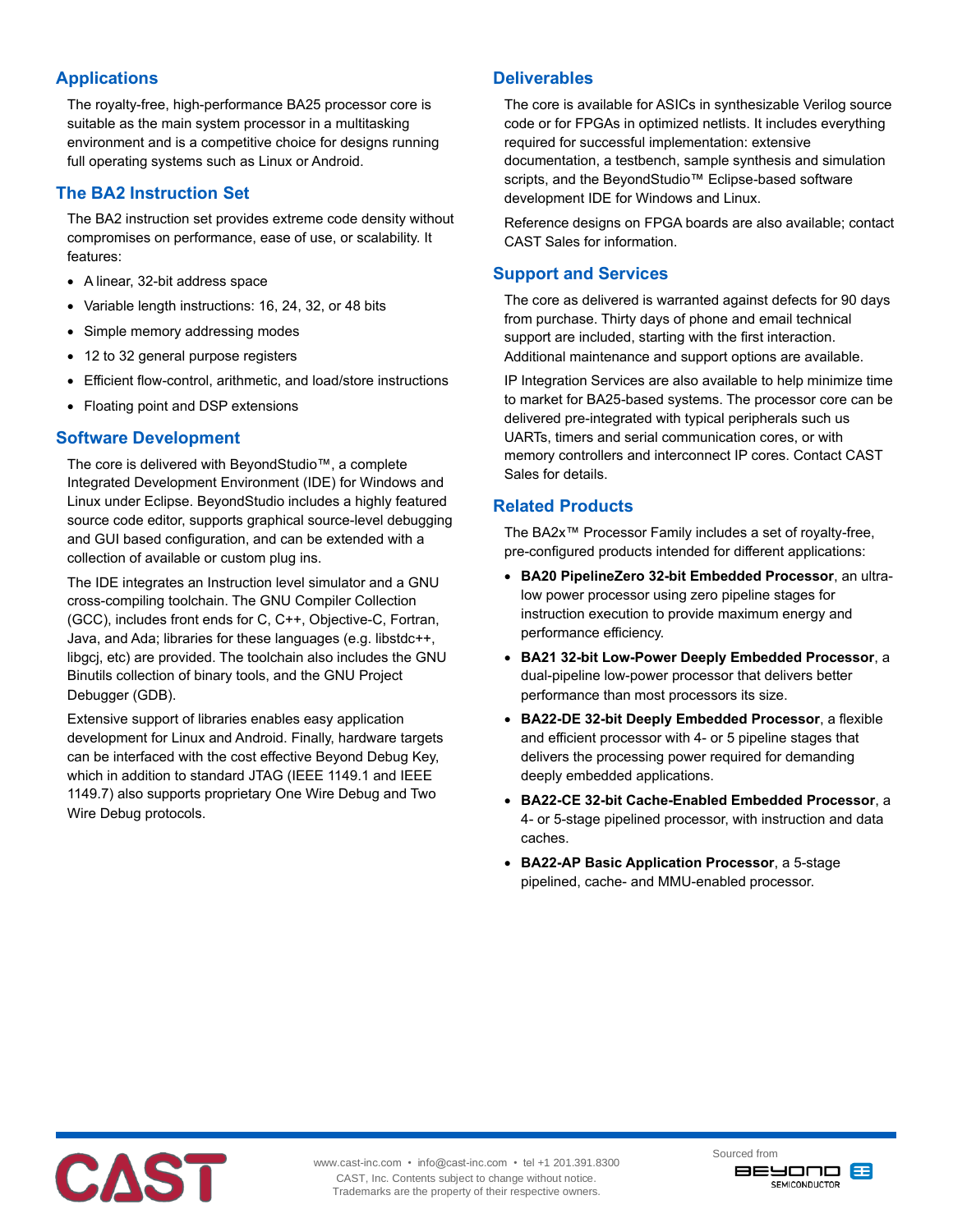## Applications

The royalty-free, high-performance BA25 processor core is suitable as the main system processor in a multitasking environment and is a competitive choice for designs running full operating systems such as Linux or Android.

## The BA2 Instruction Set

The BA2 instruction set provides extreme code density without compromises on performance, ease of use, or scalability. It features:

- A linear, 32-bit address space
- Variable length instructions: 16, 24, 32, or 48 bits
- Simple memory addressing modes
- 12 to 32 general purpose registers
- Efficient flow-control, arithmetic, and load/store instructions
- Floating point and DSP extensions

## Software Development

The core is delivered with BeyondStudio™, a complete Integrated Development Environment (IDE) for Windows and Linux under Eclipse. BeyondStudio includes a highly featured source code editor, supports graphical source-level debugging and GUI based configuration, and can be extended with a collection of available or custom plug ins.

The IDE integrates an Instruction level simulator and a GNU cross-compiling toolchain. The GNU Compiler Collection (GCC), includes front ends for C, C++, Objective-C, Fortran, Java, and Ada; libraries for these languages (e.g. libstdc++, libgcj, etc) are provided. The toolchain also includes the GNU Binutils collection of binary tools, and the GNU Project Debugger (GDB).

Extensive support of libraries enables easy application development for Linux and Android. Finally, hardware targets can be interfaced with the cost effective Beyond Debug Key, which in addition to standard JTAG (IEEE 1149.1 and IEEE 1149.7) also supports proprietary One Wire Debug and Two Wire Debug protocols.

## Deliverables

The core is available for ASICs in synthesizable Verilog source code or for FPGAs in optimized netlists. It includes everything required for successful implementation: extensive documentation, a testbench, sample synthesis and simulation scripts, and the BeyondStudio™ Eclipse-based software development IDE for Windows and Linux.

Reference designs on FPGA boards are also available; contact CAST Sales for information.

## Support and Services

The core as delivered is warranted against defects for 90 days from purchase. Thirty days of phone and email technical support are included, starting with the first interaction. Additional maintenance and support options are available.

IP Integration Services are also available to help minimize time to market for BA25-based systems. The processor core can be delivered pre-integrated with typical peripherals such us UARTs, timers and serial communication cores, or with memory controllers and interconnect IP cores. Contact CAST Sales for details.

## Related Products

The BA2x™ Processor Family includes a set of royalty-free, pre-configured products intended for different applications:

- **BA20 PipelineZero 32-bit Embedded Processor**, an ultra-low power processor using zero pipeline stages for instruction execution to provide maximum energy and performance efficiency.
- **BA21 32-bit Low-Power Deeply Embedded Processor**, a dual-pipeline low-power processor that delivers better performance than most processors its size.
- **BA22-DE 32-bit Deeply Embedded Processor**, a flexible and efficient processor with 4- or 5 pipeline stages that delivers the processing power required for demanding deeply embedded applications.
- **BA22-CE 32-bit Cache-Enabled Embedded Processor**, a 4- or 5-stage pipelined processor, with instruction and data caches.
- **BA22-AP Basic Application Processor**, a 5-stage pipelined, cache- and MMU-enabled processor.

CAST

www.cast-inc.com • info@cast-inc.com • tel +1 201.391.8300
CAST, Inc. Contents subject to change without notice.
Trademarks are the property of their respective owners.

Sourced from BEYOND SEMICONDUCTOR